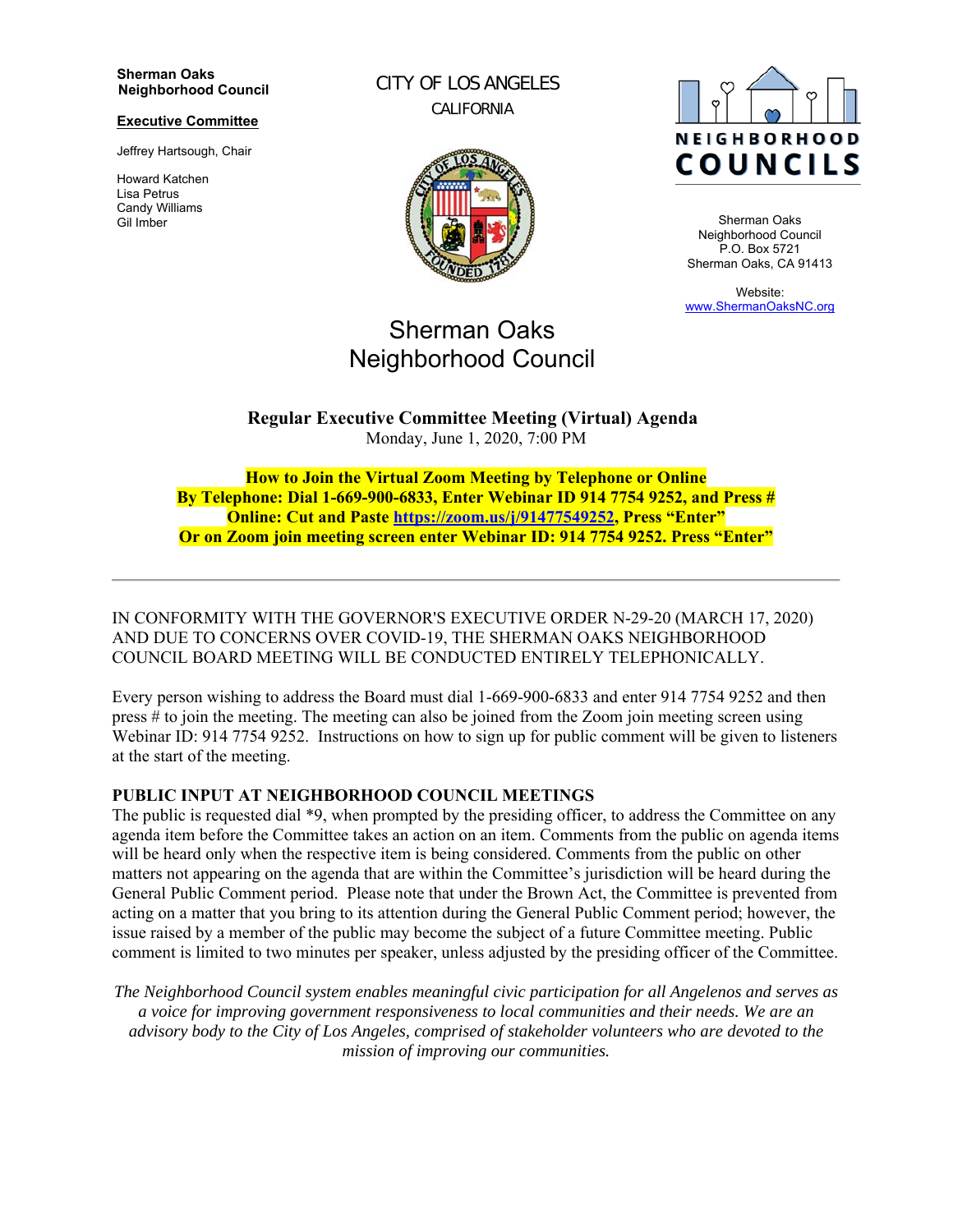**Sherman Oaks Neighborhood Council**

**Executive Committee**

Jeffrey Hartsough, Chair

Howard Katchen
Lisa Petrus
Candy Williams
Gil Imber

CITY OF LOS ANGELES
CALIFORNIA

NEIGHBORHOOD COUNCILS

Sherman Oaks
Neighborhood Council
P.O. Box 5721
Sherman Oaks, CA 91413

Website:
www.ShermanOaksNC.org

# Sherman Oaks Neighborhood Council

**Regular Executive Committee Meeting (Virtual) Agenda**
Monday, June 1, 2020, 7:00 PM

**How to Join the Virtual Zoom Meeting by Telephone or Online**
**By Telephone: Dial 1-669-900-6833, Enter Webinar ID 914 7754 9252, and Press #**
**Online: Cut and Paste https://zoom.us/j/91477549252, Press "Enter"**
**Or on Zoom join meeting screen enter Webinar ID: 914 7754 9252. Press "Enter"**

---

IN CONFORMITY WITH THE GOVERNOR'S EXECUTIVE ORDER N-29-20 (MARCH 17, 2020) AND DUE TO CONCERNS OVER COVID-19, THE SHERMAN OAKS NEIGHBORHOOD COUNCIL BOARD MEETING WILL BE CONDUCTED ENTIRELY TELEPHONICALLY.

Every person wishing to address the Board must dial 1-669-900-6833 and enter 914 7754 9252 and then press # to join the meeting. The meeting can also be joined from the Zoom join meeting screen using Webinar ID: 914 7754 9252. Instructions on how to sign up for public comment will be given to listeners at the start of the meeting.

**PUBLIC INPUT AT NEIGHBORHOOD COUNCIL MEETINGS**
The public is requested dial *9, when prompted by the presiding officer, to address the Committee on any agenda item before the Committee takes an action on an item. Comments from the public on agenda items will be heard only when the respective item is being considered. Comments from the public on other matters not appearing on the agenda that are within the Committee's jurisdiction will be heard during the General Public Comment period. Please note that under the Brown Act, the Committee is prevented from acting on a matter that you bring to its attention during the General Public Comment period; however, the issue raised by a member of the public may become the subject of a future Committee meeting. Public comment is limited to two minutes per speaker, unless adjusted by the presiding officer of the Committee.

*The Neighborhood Council system enables meaningful civic participation for all Angelenos and serves as a voice for improving government responsiveness to local communities and their needs. We are an advisory body to the City of Los Angeles, comprised of stakeholder volunteers who are devoted to the mission of improving our communities.*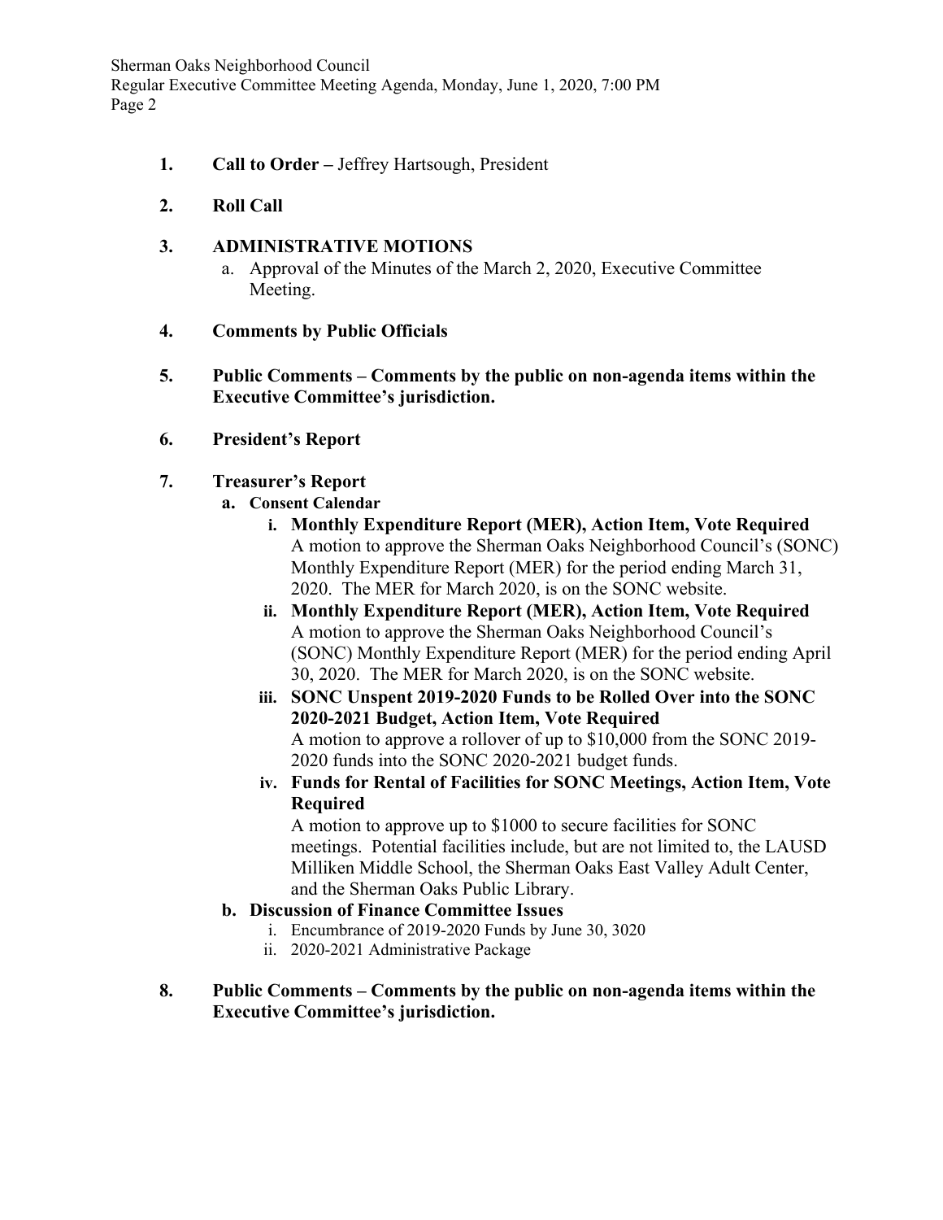1. **Call to Order –** Jeffrey Hartsough, President

2. **Roll Call**

3. **ADMINISTRATIVE MOTIONS**
   a. Approval of the Minutes of the March 2, 2020, Executive Committee Meeting.

4. **Comments by Public Officials**

5. **Public Comments – Comments by the public on non-agenda items within the Executive Committee's jurisdiction.**

6. **President's Report**

7. **Treasurer's Report**
   a. **Consent Calendar**
      i. **Monthly Expenditure Report (MER), Action Item, Vote Required**
      A motion to approve the Sherman Oaks Neighborhood Council's (SONC) Monthly Expenditure Report (MER) for the period ending March 31, 2020. The MER for March 2020, is on the SONC website.
      ii. **Monthly Expenditure Report (MER), Action Item, Vote Required**
      A motion to approve the Sherman Oaks Neighborhood Council's (SONC) Monthly Expenditure Report (MER) for the period ending April 30, 2020. The MER for March 2020, is on the SONC website.
      iii. **SONC Unspent 2019-2020 Funds to be Rolled Over into the SONC 2020-2021 Budget, Action Item, Vote Required**
      A motion to approve a rollover of up to $10,000 from the SONC 2019-2020 funds into the SONC 2020-2021 budget funds.
      iv. **Funds for Rental of Facilities for SONC Meetings, Action Item, Vote Required**
      A motion to approve up to $1000 to secure facilities for SONC meetings. Potential facilities include, but are not limited to, the LAUSD Milliken Middle School, the Sherman Oaks East Valley Adult Center, and the Sherman Oaks Public Library.

   b. **Discussion of Finance Committee Issues**
      i. Encumbrance of 2019-2020 Funds by June 30, 3020
      ii. 2020-2021 Administrative Package

8. **Public Comments – Comments by the public on non-agenda items within the Executive Committee's jurisdiction.**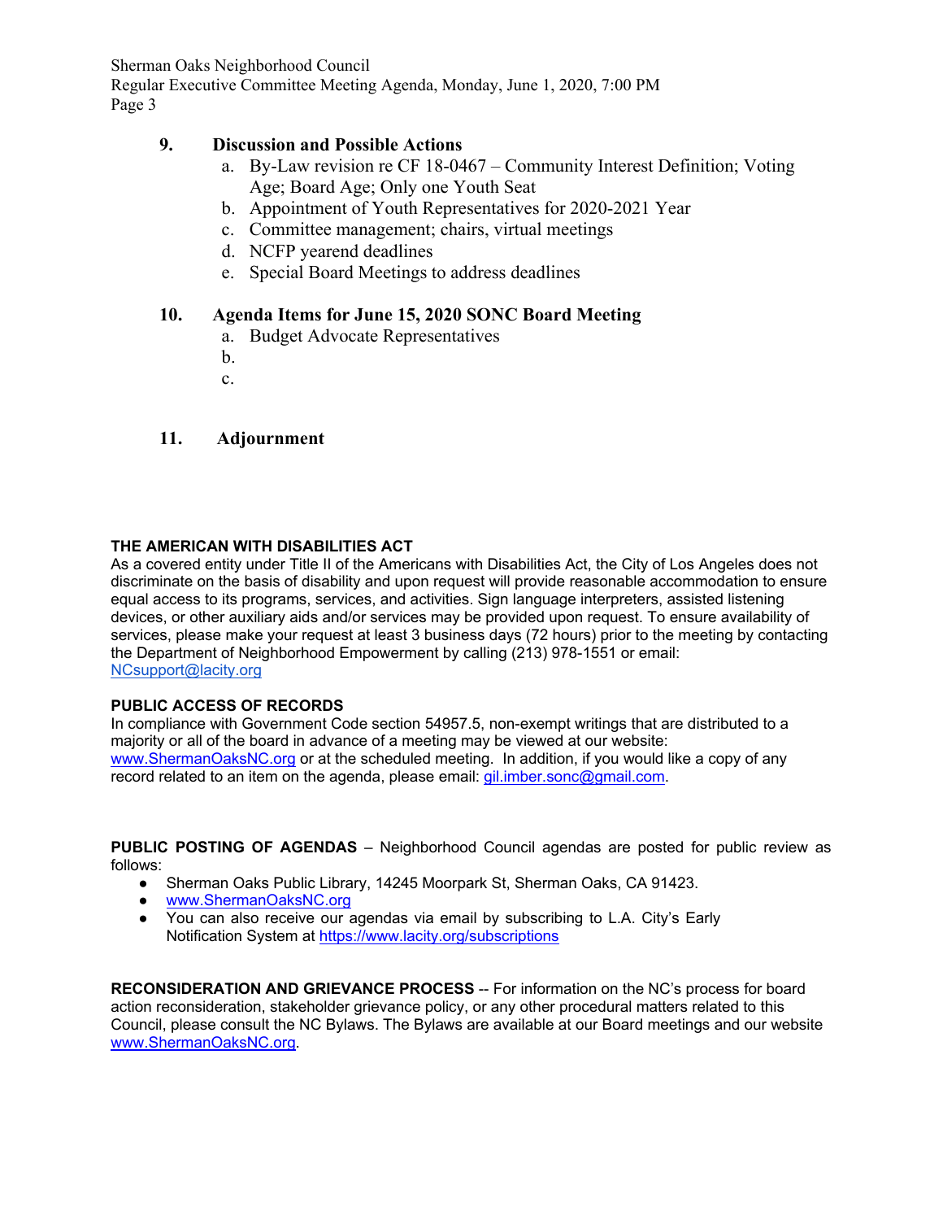9. **Discussion and Possible Actions**
   a. By-Law revision re CF 18-0467 – Community Interest Definition; Voting Age; Board Age; Only one Youth Seat
   b. Appointment of Youth Representatives for 2020-2021 Year
   c. Committee management; chairs, virtual meetings
   d. NCFP yearend deadlines
   e. Special Board Meetings to address deadlines

10. **Agenda Items for June 15, 2020 SONC Board Meeting**
    a. Budget Advocate Representatives
    b.
    c.

11. **Adjournment**

**THE AMERICAN WITH DISABILITIES ACT**
As a covered entity under Title II of the Americans with Disabilities Act, the City of Los Angeles does not discriminate on the basis of disability and upon request will provide reasonable accommodation to ensure equal access to its programs, services, and activities. Sign language interpreters, assisted listening devices, or other auxiliary aids and/or services may be provided upon request. To ensure availability of services, please make your request at least 3 business days (72 hours) prior to the meeting by contacting the Department of Neighborhood Empowerment by calling (213) 978-1551 or email: NCsupport@lacity.org

**PUBLIC ACCESS OF RECORDS**
In compliance with Government Code section 54957.5, non-exempt writings that are distributed to a majority or all of the board in advance of a meeting may be viewed at our website: www.ShermanOaksNC.org or at the scheduled meeting. In addition, if you would like a copy of any record related to an item on the agenda, please email: gil.imber.sonc@gmail.com.

**PUBLIC POSTING OF AGENDAS** – Neighborhood Council agendas are posted for public review as follows:

- Sherman Oaks Public Library, 14245 Moorpark St, Sherman Oaks, CA 91423.
- www.ShermanOaksNC.org
- You can also receive our agendas via email by subscribing to L.A. City's Early Notification System at https://www.lacity.org/subscriptions

**RECONSIDERATION AND GRIEVANCE PROCESS** -- For information on the NC's process for board action reconsideration, stakeholder grievance policy, or any other procedural matters related to this Council, please consult the NC Bylaws. The Bylaws are available at our Board meetings and our website www.ShermanOaksNC.org.